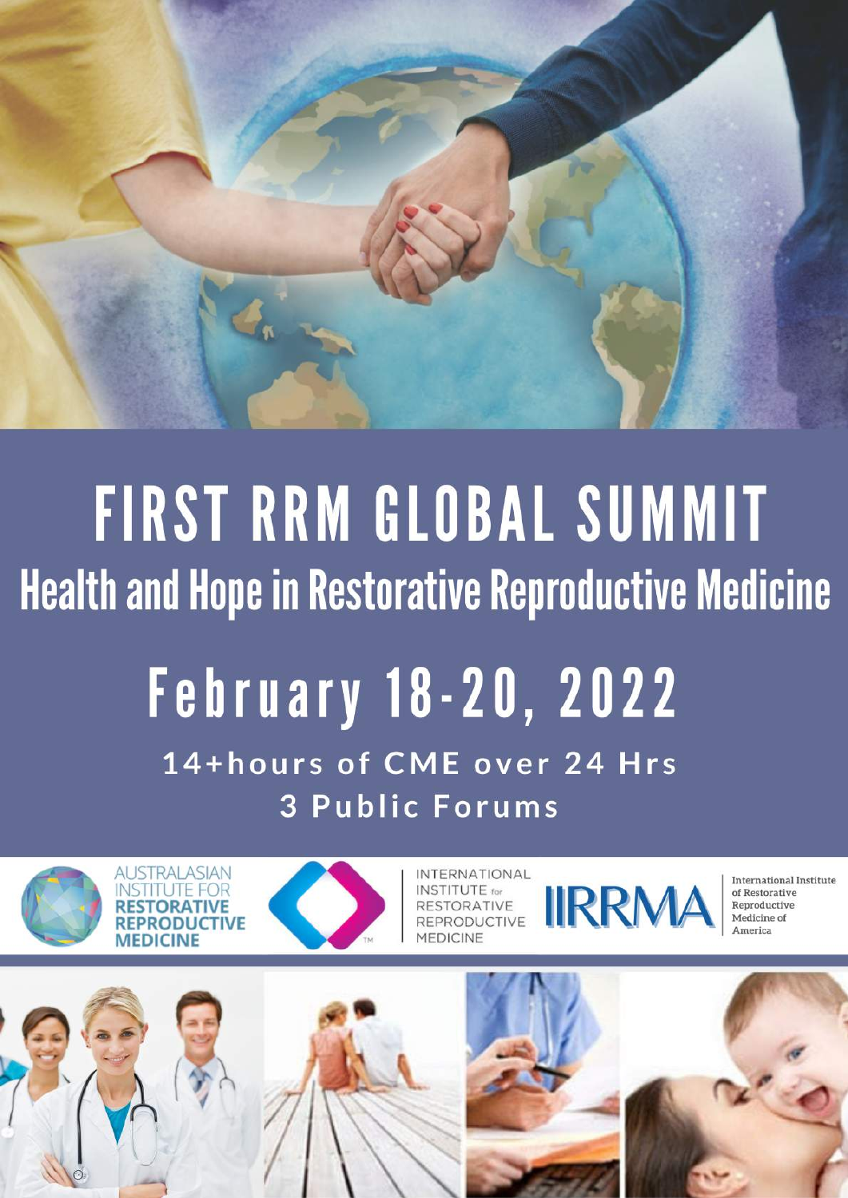# FIRST RRM GLOBAL SUMMIT

## Health and Hope in Restorative Reproductive Medicine

## February 18-20, 2022

**14+hours of CME over 24 Hrs**

**3 Public Forums**

AUSTRALASIAN INSTITUTE FOR RESTORATIVE REPRODUCTIVE MEDICINE

INTERNATIONAL INSTITUTE for RESTORATIVE REPRODUCTIVE MEDICINE

IIRRMA International Institute of Restorative Reproductive Medicine of America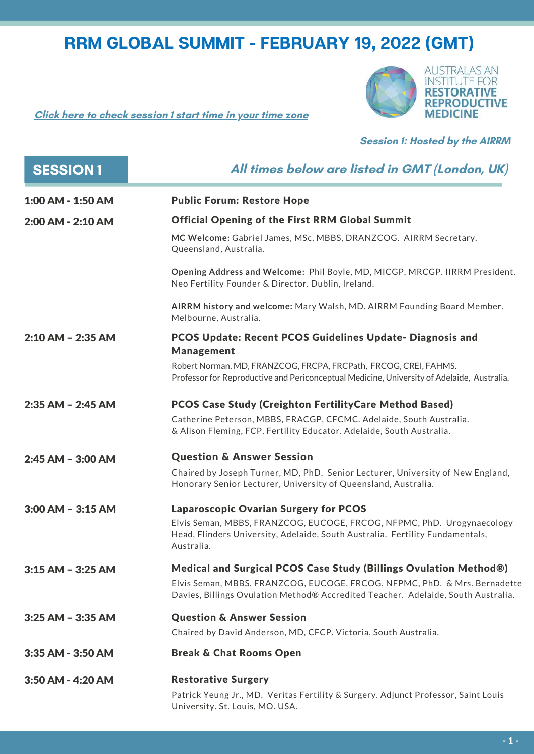# RRM GLOBAL SUMMIT - FEBRUARY 19, 2022 (GMT)

*[Click here to check session 1 start time in your time zone]*

AUSTRALASIAN INSTITUTE FOR **RESTORATIVE REPRODUCTIVE MEDICINE**

*Session 1: Hosted by the AIRRM*

## SESSION 1

*All times below are listed in GMT (London, UK)*

| Time | Session |
|---|---|
| 1:00 AM - 1:50 AM | **Public Forum: Restore Hope** |
| 2:00 AM - 2:10 AM | **Official Opening of the First RRM Global Summit**<br><br>**MC Welcome:** Gabriel James, MSc, MBBS, DRANZCOG. AIRRM Secretary. Queensland, Australia.<br><br>**Opening Address and Welcome:** Phil Boyle, MD, MICGP, MRCGP. IIRRM President. Neo Fertility Founder & Director. Dublin, Ireland.<br><br>**AIRRM history and welcome:** Mary Walsh, MD. AIRRM Founding Board Member. Melbourne, Australia. |
| 2:10 AM – 2:35 AM | **PCOS Update: Recent PCOS Guidelines Update- Diagnosis and Management**<br><br>Robert Norman, MD, FRANZCOG, FRCPA, FRCPath, FRCOG, CREI, FAHMS. Professor for Reproductive and Periconceptual Medicine, University of Adelaide, Australia. |
| 2:35 AM – 2:45 AM | **PCOS Case Study (Creighton FertilityCare Method Based)**<br><br>Catherine Peterson, MBBS, FRACGP, CFCMC. Adelaide, South Australia. & Alison Fleming, FCP, Fertility Educator. Adelaide, South Australia. |
| 2:45 AM – 3:00 AM | **Question & Answer Session**<br><br>Chaired by Joseph Turner, MD, PhD. Senior Lecturer, University of New England, Honorary Senior Lecturer, University of Queensland, Australia. |
| 3:00 AM – 3:15 AM | **Laparoscopic Ovarian Surgery for PCOS**<br><br>Elvis Seman, MBBS, FRANZCOG, EUCOGE, FRCOG, NFPMC, PhD. Urogynaecology Head, Flinders University, Adelaide, South Australia. Fertility Fundamentals, Australia. |
| 3:15 AM – 3:25 AM | **Medical and Surgical PCOS Case Study (Billings Ovulation Method®)**<br><br>Elvis Seman, MBBS, FRANZCOG, EUCOGE, FRCOG, NFPMC, PhD. & Mrs. Bernadette Davies, Billings Ovulation Method® Accredited Teacher. Adelaide, South Australia. |
| 3:25 AM – 3:35 AM | **Question & Answer Session**<br><br>Chaired by David Anderson, MD, CFCP. Victoria, South Australia. |
| 3:35 AM - 3:50 AM | **Break & Chat Rooms Open** |
| 3:50 AM - 4:20 AM | **Restorative Surgery**<br><br>Patrick Yeung Jr., MD. Veritas Fertility & Surgery. Adjunct Professor, Saint Louis University. St. Louis, MO. USA. |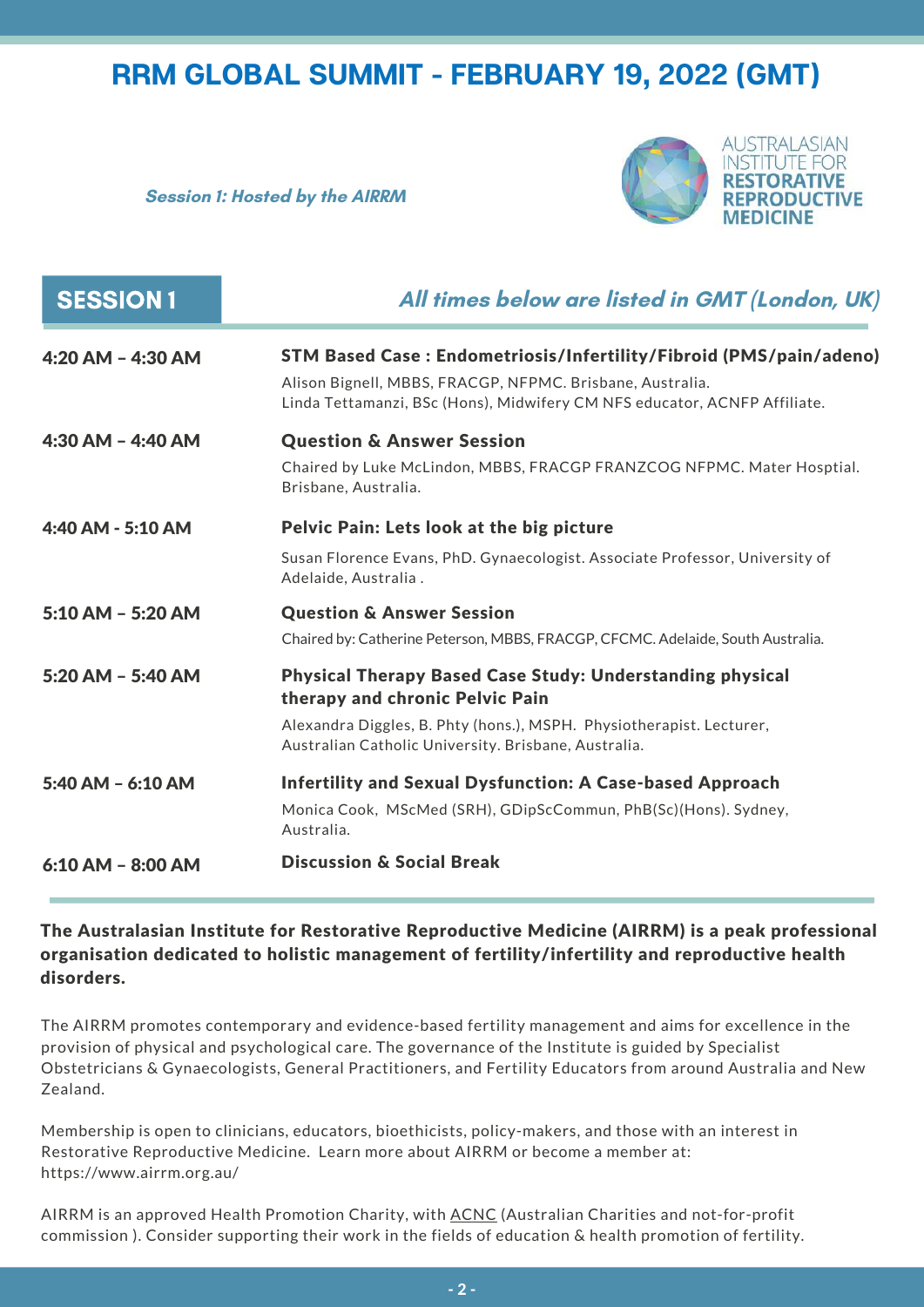# RRM GLOBAL SUMMIT - FEBRUARY 19, 2022 (GMT)

***Session 1: Hosted by the AIRRM***

AUSTRALASIAN INSTITUTE FOR **RESTORATIVE REPRODUCTIVE MEDICINE**

## SESSION 1

***All times below are listed in GMT (London, UK)***

| Time | Session |
|---|---|
| **4:20 AM – 4:30 AM** | **STM Based Case : Endometriosis/Infertility/Fibroid (PMS/pain/adeno)**<br>Alison Bignell, MBBS, FRACGP, NFPMC. Brisbane, Australia.<br>Linda Tettamanzi, BSc (Hons), Midwifery CM NFS educator, ACNFP Affiliate. |
| **4:30 AM – 4:40 AM** | **Question & Answer Session**<br>Chaired by Luke McLindon, MBBS, FRACGP FRANZCOG NFPMC. Mater Hosptial. Brisbane, Australia. |
| **4:40 AM - 5:10 AM** | **Pelvic Pain: Lets look at the big picture**<br>Susan Florence Evans, PhD. Gynaecologist. Associate Professor, University of Adelaide, Australia . |
| **5:10 AM – 5:20 AM** | **Question & Answer Session**<br>Chaired by: Catherine Peterson, MBBS, FRACGP, CFCMC. Adelaide, South Australia. |
| **5:20 AM – 5:40 AM** | **Physical Therapy Based Case Study: Understanding physical therapy and chronic Pelvic Pain**<br>Alexandra Diggles, B. Phty (hons.), MSPH. Physiotherapist. Lecturer, Australian Catholic University. Brisbane, Australia. |
| **5:40 AM – 6:10 AM** | **Infertility and Sexual Dysfunction: A Case-based Approach**<br>Monica Cook, MScMed (SRH), GDipScCommun, PhB(Sc)(Hons). Sydney, Australia. |
| **6:10 AM – 8:00 AM** | **Discussion & Social Break** |

**The Australasian Institute for Restorative Reproductive Medicine (AIRRM) is a peak professional organisation dedicated to holistic management of fertility/infertility and reproductive health disorders.**

The AIRRM promotes contemporary and evidence-based fertility management and aims for excellence in the provision of physical and psychological care. The governance of the Institute is guided by Specialist Obstetricians & Gynaecologists, General Practitioners, and Fertility Educators from around Australia and New Zealand.

Membership is open to clinicians, educators, bioethicists, policy-makers, and those with an interest in Restorative Reproductive Medicine. Learn more about AIRRM or become a member at: https://www.airrm.org.au/

AIRRM is an approved Health Promotion Charity, with ACNC (Australian Charities and not-for-profit commission ). Consider supporting their work in the fields of education & health promotion of fertility.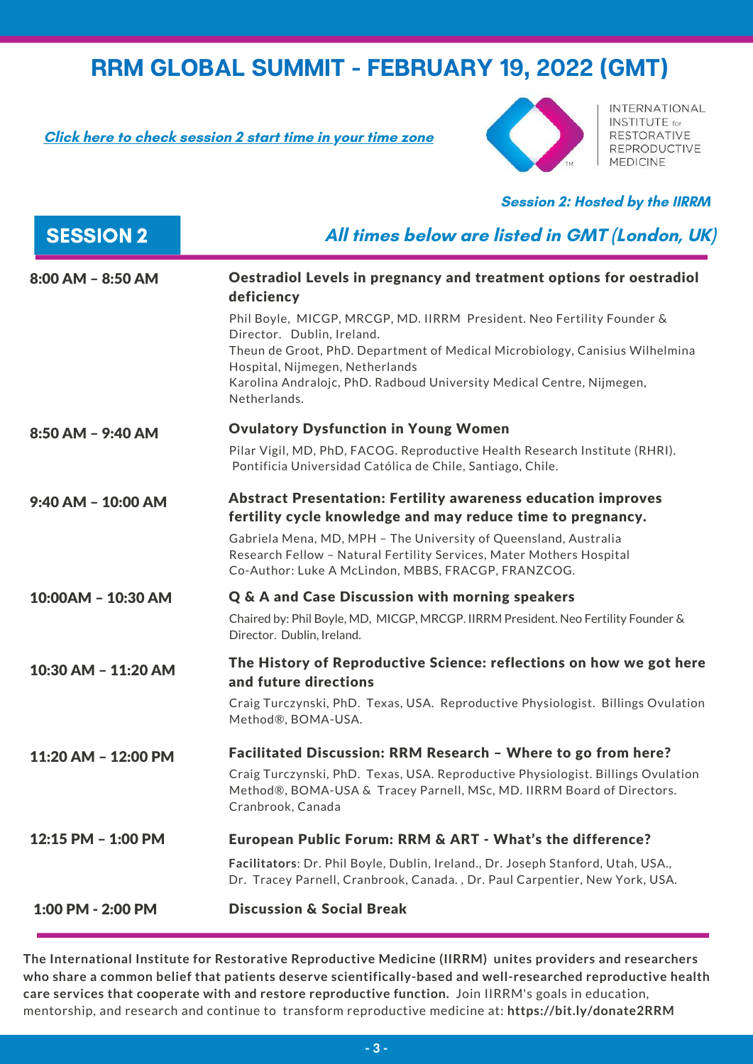# RRM GLOBAL SUMMIT - FEBRUARY 19, 2022 (GMT)

***Click here to check session 2 start time in your time zone***

INTERNATIONAL INSTITUTE for RESTORATIVE REPRODUCTIVE MEDICINE

***Session 2: Hosted by the IIRRM***

## SESSION 2

***All times below are listed in GMT (London, UK)***

**8:00 AM – 8:50 AM**

**Oestradiol Levels in pregnancy and treatment options for oestradiol deficiency**

Phil Boyle, MICGP, MRCGP, MD. IIRRM President. Neo Fertility Founder & Director. Dublin, Ireland.
Theun de Groot, PhD. Department of Medical Microbiology, Canisius Wilhelmina Hospital, Nijmegen, Netherlands
Karolina Andralojc, PhD. Radboud University Medical Centre, Nijmegen, Netherlands.

**8:50 AM – 9:40 AM**

**Ovulatory Dysfunction in Young Women**

Pilar Vigil, MD, PhD, FACOG. Reproductive Health Research Institute (RHRI). Pontificia Universidad Católica de Chile, Santiago, Chile.

**9:40 AM – 10:00 AM**

**Abstract Presentation: Fertility awareness education improves fertility cycle knowledge and may reduce time to pregnancy.**

Gabriela Mena, MD, MPH – The University of Queensland, Australia
Research Fellow – Natural Fertility Services, Mater Mothers Hospital
Co-Author: Luke A McLindon, MBBS, FRACGP, FRANZCOG.

**10:00AM – 10:30 AM**

**Q & A and Case Discussion with morning speakers**

Chaired by: Phil Boyle, MD, MICGP, MRCGP. IIRRM President. Neo Fertility Founder & Director. Dublin, Ireland.

**10:30 AM – 11:20 AM**

**The History of Reproductive Science: reflections on how we got here and future directions**

Craig Turczynski, PhD. Texas, USA. Reproductive Physiologist. Billings Ovulation Method®, BOMA-USA.

**11:20 AM – 12:00 PM**

**Facilitated Discussion: RRM Research – Where to go from here?**

Craig Turczynski, PhD. Texas, USA. Reproductive Physiologist. Billings Ovulation Method®, BOMA-USA & Tracey Parnell, MSc, MD. IIRRM Board of Directors. Cranbrook, Canada

**12:15 PM – 1:00 PM**

**European Public Forum: RRM & ART - What's the difference?**

**Facilitators**: Dr. Phil Boyle, Dublin, Ireland., Dr. Joseph Stanford, Utah, USA., Dr. Tracey Parnell, Cranbrook, Canada. , Dr. Paul Carpentier, New York, USA.

**1:00 PM - 2:00 PM**

**Discussion & Social Break**

**The International Institute for Restorative Reproductive Medicine (IIRRM) unites providers and researchers who share a common belief that patients deserve scientifically-based and well-researched reproductive health care services that cooperate with and restore reproductive function.** Join IIRRM's goals in education, mentorship, and research and continue to transform reproductive medicine at: **https://bit.ly/donate2RRM**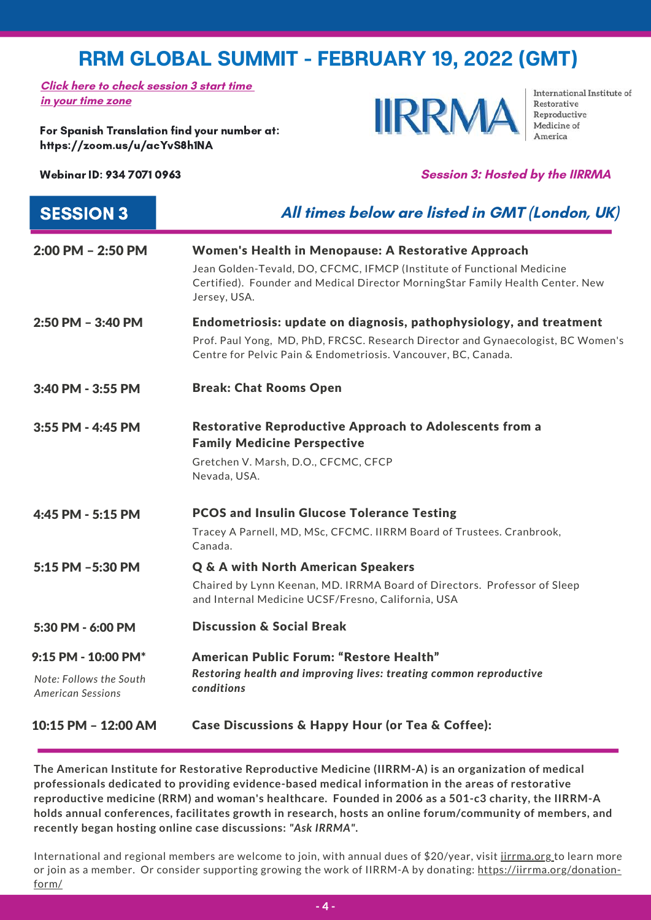# RRM GLOBAL SUMMIT - FEBRUARY 19, 2022 (GMT)

***Click here to check session 3 start time in your time zone***

**For Spanish Translation find your number at: https://zoom.us/u/acYvS8h1NA**

IIRRMA International Institute of Restorative Reproductive Medicine of America

**Webinar ID: 934 7071 0963**

***Session 3: Hosted by the IIRRMA***

## SESSION 3

***All times below are listed in GMT (London, UK)***

| Time | Session |
|---|---|
| 2:00 PM – 2:50 PM | **Women's Health in Menopause: A Restorative Approach**<br>Jean Golden-Tevald, DO, CFCMC, IFMCP (Institute of Functional Medicine Certified). Founder and Medical Director MorningStar Family Health Center. New Jersey, USA. |
| 2:50 PM – 3:40 PM | **Endometriosis: update on diagnosis, pathophysiology, and treatment**<br>Prof. Paul Yong, MD, PhD, FRCSC. Research Director and Gynaecologist, BC Women's Centre for Pelvic Pain & Endometriosis. Vancouver, BC, Canada. |
| 3:40 PM - 3:55 PM | **Break: Chat Rooms Open** |
| 3:55 PM - 4:45 PM | **Restorative Reproductive Approach to Adolescents from a Family Medicine Perspective**<br>Gretchen V. Marsh, D.O., CFCMC, CFCP<br>Nevada, USA. |
| 4:45 PM - 5:15 PM | **PCOS and Insulin Glucose Tolerance Testing**<br>Tracey A Parnell, MD, MSc, CFCMC. IIRRM Board of Trustees. Cranbrook, Canada. |
| 5:15 PM –5:30 PM | **Q & A with North American Speakers**<br>Chaired by Lynn Keenan, MD. IRRMA Board of Directors. Professor of Sleep and Internal Medicine UCSF/Fresno, California, USA |
| 5:30 PM - 6:00 PM | **Discussion & Social Break** |
| 9:15 PM - 10:00 PM*<br>*Note: Follows the South American Sessions* | **American Public Forum: "Restore Health"**<br>***Restoring health and improving lives: treating common reproductive conditions*** |
| 10:15 PM – 12:00 AM | **Case Discussions & Happy Hour (or Tea & Coffee):** |

**The American Institute for Restorative Reproductive Medicine (IIRRM-A) is an organization of medical professionals dedicated to providing evidence-based medical information in the areas of restorative reproductive medicine (RRM) and woman's healthcare. Founded in 2006 as a 501-c3 charity, the IIRRM-A holds annual conferences, facilitates growth in research, hosts an online forum/community of members, and recently began hosting online case discussions: *"Ask IRRMA".***

International and regional members are welcome to join, with annual dues of $20/year, visit iirrma.org to learn more or join as a member. Or consider supporting growing the work of IIRRM-A by donating: https://iirrma.org/donation-form/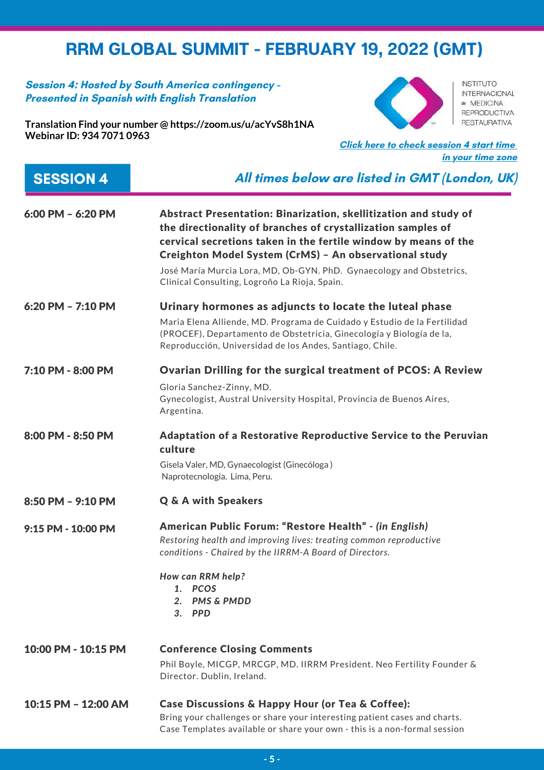# RRM GLOBAL SUMMIT - FEBRUARY 19, 2022 (GMT)

***Session 4: Hosted by South America contingency – Presented in Spanish with English Translation***

**Translation Find your number @ https://zoom.us/u/acYvS8h1NA**
**Webinar ID: 934 7071 0963**

INSTITUTO INTERNACIONAL de MEDICINA REPRODUCTIVA RESTAURATIVA

***Click here to check session 4 start time in your time zone***

## SESSION 4

***All times below are listed in GMT (London, UK)***

**6:00 PM – 6:20 PM**

**Abstract Presentation: Binarization, skellitization and study of the directionality of branches of crystallization samples of cervical secretions taken in the fertile window by means of the Creighton Model System (CrMS) – An observational study**

José María Murcia Lora, MD, Ob-GYN. PhD. Gynaecology and Obstetrics, Clinical Consulting, Logroño La Rioja, Spain.

**6:20 PM – 7:10 PM**

**Urinary hormones as adjuncts to locate the luteal phase**

Maria Elena Alliende, MD. Programa de Cuidado y Estudio de la Fertilidad (PROCEF), Departamento de Obstetricia, Ginecología y Biología de la, Reproducción, Universidad de los Andes, Santiago, Chile.

**7:10 PM - 8:00 PM**

**Ovarian Drilling for the surgical treatment of PCOS: A Review**

Gloria Sanchez-Zinny, MD.
Gynecologist, Austral University Hospital, Provincia de Buenos Aires, Argentina.

**8:00 PM - 8:50 PM**

**Adaptation of a Restorative Reproductive Service to the Peruvian culture**

Gisela Valer, MD, Gynaecologist (Ginecóloga)
Naprotecnologia. Lima, Peru.

**8:50 PM – 9:10 PM**

**Q & A with Speakers**

**9:15 PM - 10:00 PM**

**American Public Forum: "Restore Health" -** ***(in English)***

*Restoring health and improving lives: treating common reproductive conditions - Chaired by the IIRRM-A Board of Directors.*

***How can RRM help?***

1. ***PCOS***
2. ***PMS & PMDD***
3. ***PPD***

**10:00 PM - 10:15 PM**

**Conference Closing Comments**

Phil Boyle, MICGP, MRCGP, MD. IIRRM President. Neo Fertility Founder & Director. Dublin, Ireland.

**10:15 PM – 12:00 AM**

**Case Discussions & Happy Hour (or Tea & Coffee):**

Bring your challenges or share your interesting patient cases and charts. Case Templates available or share your own - this is a non-formal session